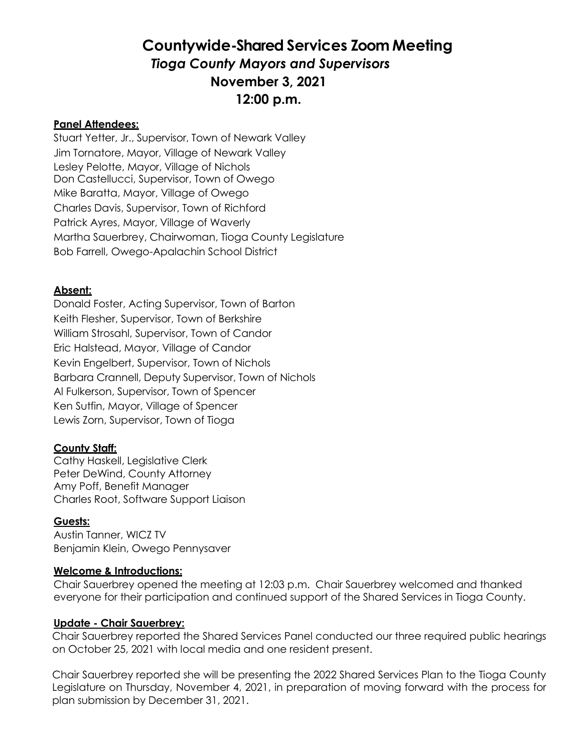# Countywide-Shared Services Zoom Meeting

## *Tioga County Mayors and Supervisors*

## November 3, 2021

## 12:00 p.m.

**Panel Attendees:**

Stuart Yetter, Jr., Supervisor, Town of Newark Valley
Jim Tornatore, Mayor, Village of Newark Valley
Lesley Pelotte, Mayor, Village of Nichols
Don Castellucci, Supervisor, Town of Owego
Mike Baratta, Mayor, Village of Owego
Charles Davis, Supervisor, Town of Richford
Patrick Ayres, Mayor, Village of Waverly
Martha Sauerbrey, Chairwoman, Tioga County Legislature
Bob Farrell, Owego-Apalachin School District

**Absent:**

Donald Foster, Acting Supervisor, Town of Barton
Keith Flesher, Supervisor, Town of Berkshire
William Strosahl, Supervisor, Town of Candor
Eric Halstead, Mayor, Village of Candor
Kevin Engelbert, Supervisor, Town of Nichols
Barbara Crannell, Deputy Supervisor, Town of Nichols
Al Fulkerson, Supervisor, Town of Spencer
Ken Sutfin, Mayor, Village of Spencer
Lewis Zorn, Supervisor, Town of Tioga

**County Staff:**

Cathy Haskell, Legislative Clerk
Peter DeWind, County Attorney
Amy Poff, Benefit Manager
Charles Root, Software Support Liaison

**Guests:**

Austin Tanner, WICZ TV
Benjamin Klein, Owego Pennysaver

**Welcome & Introductions:**

Chair Sauerbrey opened the meeting at 12:03 p.m. Chair Sauerbrey welcomed and thanked everyone for their participation and continued support of the Shared Services in Tioga County.

**Update - Chair Sauerbrey:**

Chair Sauerbrey reported the Shared Services Panel conducted our three required public hearings on October 25, 2021 with local media and one resident present.

Chair Sauerbrey reported she will be presenting the 2022 Shared Services Plan to the Tioga County Legislature on Thursday, November 4, 2021, in preparation of moving forward with the process for plan submission by December 31, 2021.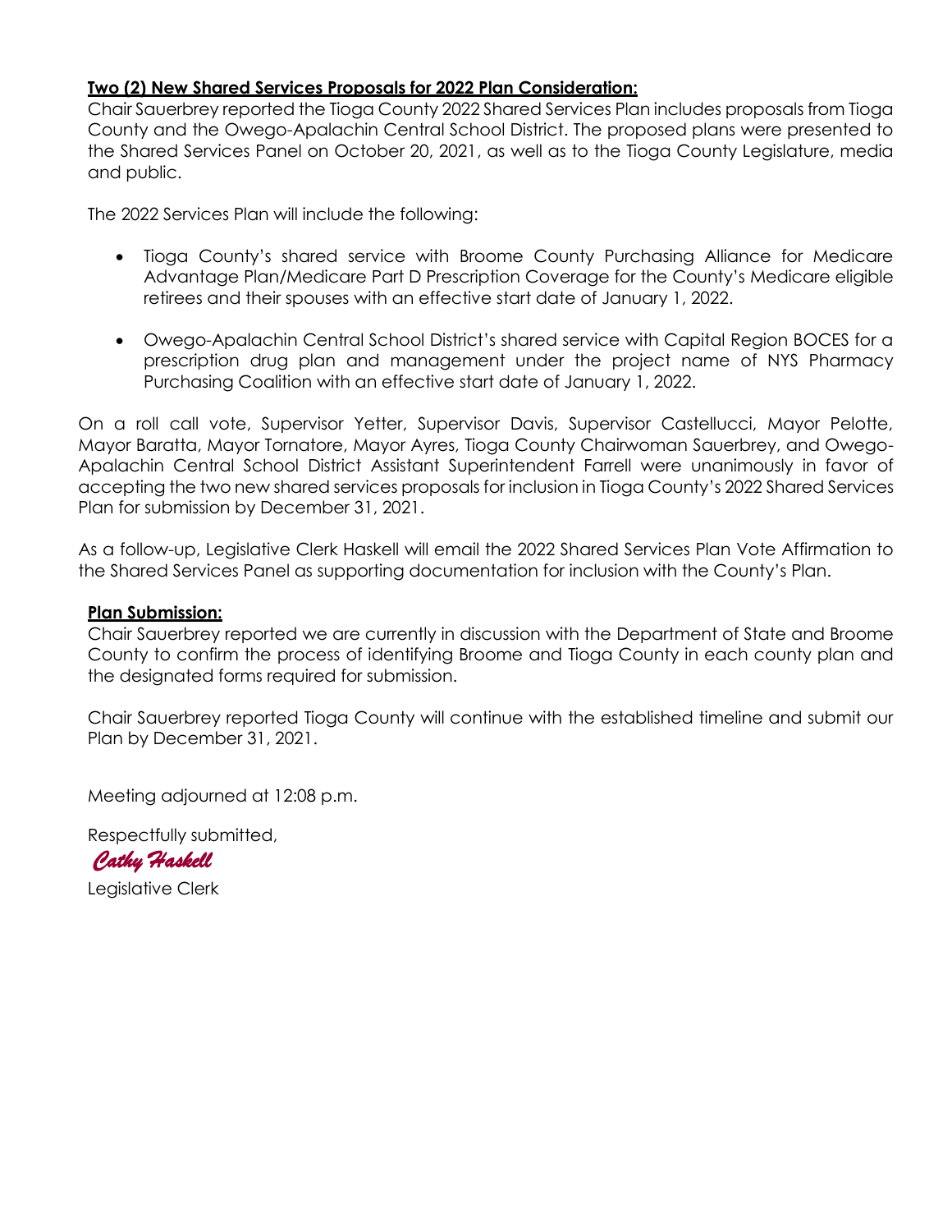**Two (2) New Shared Services Proposals for 2022 Plan Consideration:**

Chair Sauerbrey reported the Tioga County 2022 Shared Services Plan includes proposals from Tioga County and the Owego-Apalachin Central School District. The proposed plans were presented to the Shared Services Panel on October 20, 2021, as well as to the Tioga County Legislature, media and public.

The 2022 Services Plan will include the following:

- Tioga County's shared service with Broome County Purchasing Alliance for Medicare Advantage Plan/Medicare Part D Prescription Coverage for the County's Medicare eligible retirees and their spouses with an effective start date of January 1, 2022.
- Owego-Apalachin Central School District's shared service with Capital Region BOCES for a prescription drug plan and management under the project name of NYS Pharmacy Purchasing Coalition with an effective start date of January 1, 2022.

On a roll call vote, Supervisor Yetter, Supervisor Davis, Supervisor Castellucci, Mayor Pelotte, Mayor Baratta, Mayor Tornatore, Mayor Ayres, Tioga County Chairwoman Sauerbrey, and Owego-Apalachin Central School District Assistant Superintendent Farrell were unanimously in favor of accepting the two new shared services proposals for inclusion in Tioga County's 2022 Shared Services Plan for submission by December 31, 2021.

As a follow-up, Legislative Clerk Haskell will email the 2022 Shared Services Plan Vote Affirmation to the Shared Services Panel as supporting documentation for inclusion with the County's Plan.

**Plan Submission:**

Chair Sauerbrey reported we are currently in discussion with the Department of State and Broome County to confirm the process of identifying Broome and Tioga County in each county plan and the designated forms required for submission.

Chair Sauerbrey reported Tioga County will continue with the established timeline and submit our Plan by December 31, 2021.

Meeting adjourned at 12:08 p.m.

Respectfully submitted,

*Cathy Haskell*

Legislative Clerk